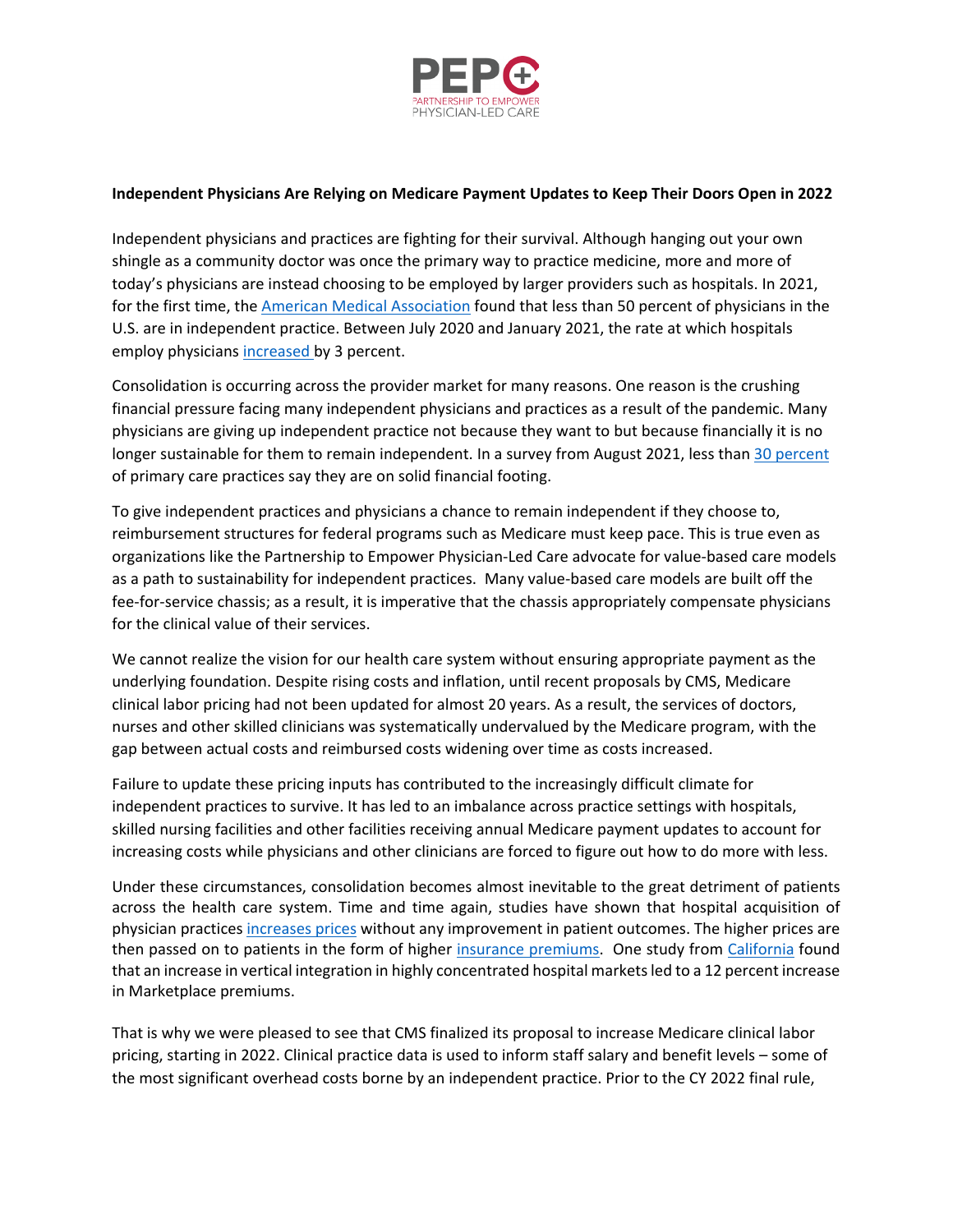PEPC

PARTNERSHIP TO EMPOWER PHYSICIAN-LED CARE

**Independent Physicians Are Relying on Medicare Payment Updates to Keep Their Doors Open in 2022**

Independent physicians and practices are fighting for their survival. Although hanging out your own shingle as a community doctor was once the primary way to practice medicine, more and more of today's physicians are instead choosing to be employed by larger providers such as hospitals. In 2021, for the first time, the American Medical Association found that less than 50 percent of physicians in the U.S. are in independent practice. Between July 2020 and January 2021, the rate at which hospitals employ physicians increased by 3 percent.

Consolidation is occurring across the provider market for many reasons. One reason is the crushing financial pressure facing many independent physicians and practices as a result of the pandemic. Many physicians are giving up independent practice not because they want to but because financially it is no longer sustainable for them to remain independent. In a survey from August 2021, less than 30 percent of primary care practices say they are on solid financial footing.

To give independent practices and physicians a chance to remain independent if they choose to, reimbursement structures for federal programs such as Medicare must keep pace. This is true even as organizations like the Partnership to Empower Physician-Led Care advocate for value-based care models as a path to sustainability for independent practices. Many value-based care models are built off the fee-for-service chassis; as a result, it is imperative that the chassis appropriately compensate physicians for the clinical value of their services.

We cannot realize the vision for our health care system without ensuring appropriate payment as the underlying foundation. Despite rising costs and inflation, until recent proposals by CMS, Medicare clinical labor pricing had not been updated for almost 20 years. As a result, the services of doctors, nurses and other skilled clinicians was systematically undervalued by the Medicare program, with the gap between actual costs and reimbursed costs widening over time as costs increased.

Failure to update these pricing inputs has contributed to the increasingly difficult climate for independent practices to survive. It has led to an imbalance across practice settings with hospitals, skilled nursing facilities and other facilities receiving annual Medicare payment updates to account for increasing costs while physicians and other clinicians are forced to figure out how to do more with less.

Under these circumstances, consolidation becomes almost inevitable to the great detriment of patients across the health care system. Time and time again, studies have shown that hospital acquisition of physician practices increases prices without any improvement in patient outcomes. The higher prices are then passed on to patients in the form of higher insurance premiums. One study from California found that an increase in vertical integration in highly concentrated hospital markets led to a 12 percent increase in Marketplace premiums.

That is why we were pleased to see that CMS finalized its proposal to increase Medicare clinical labor pricing, starting in 2022. Clinical practice data is used to inform staff salary and benefit levels – some of the most significant overhead costs borne by an independent practice. Prior to the CY 2022 final rule,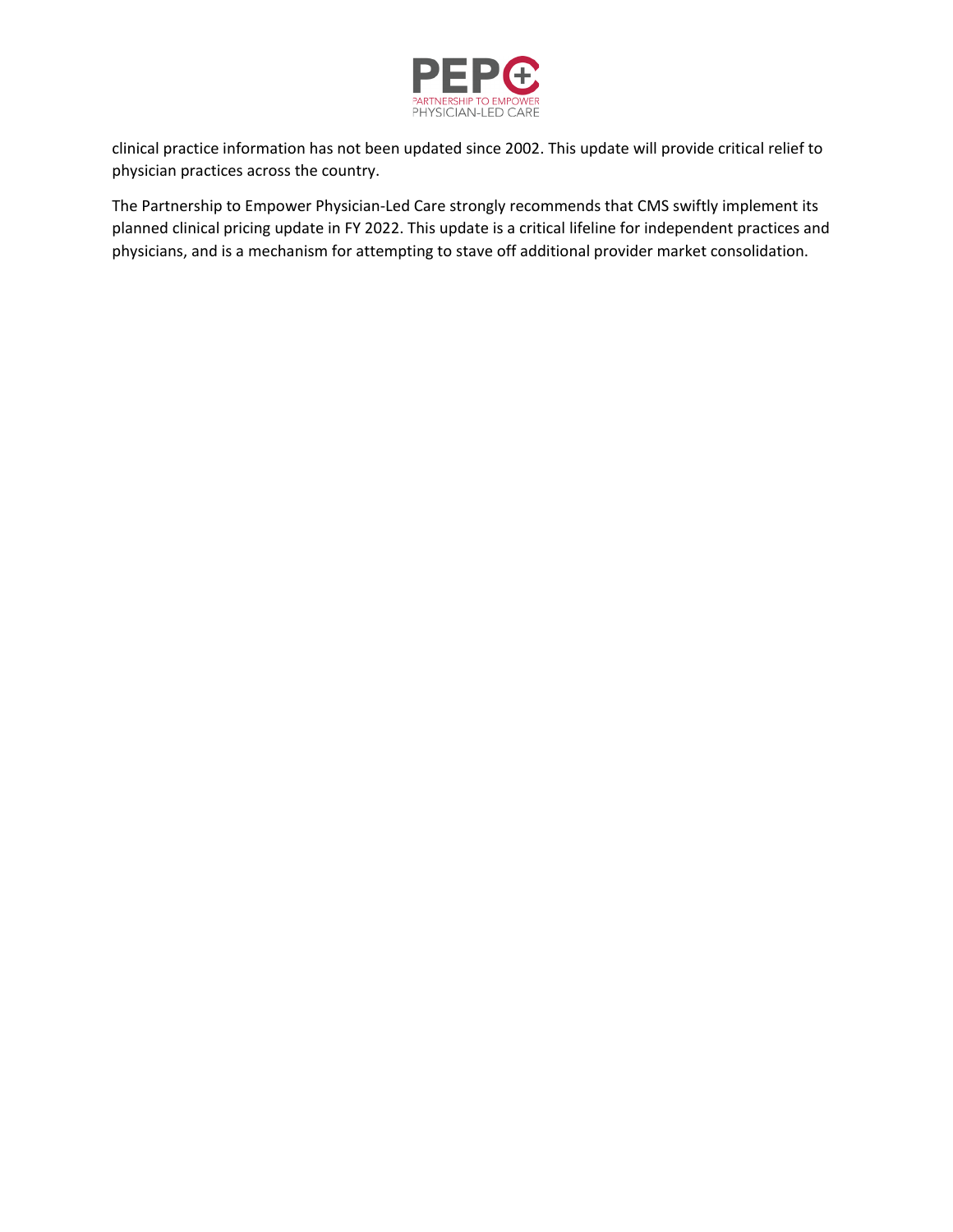clinical practice information has not been updated since 2002. This update will provide critical relief to physician practices across the country.

The Partnership to Empower Physician-Led Care strongly recommends that CMS swiftly implement its planned clinical pricing update in FY 2022. This update is a critical lifeline for independent practices and physicians, and is a mechanism for attempting to stave off additional provider market consolidation.